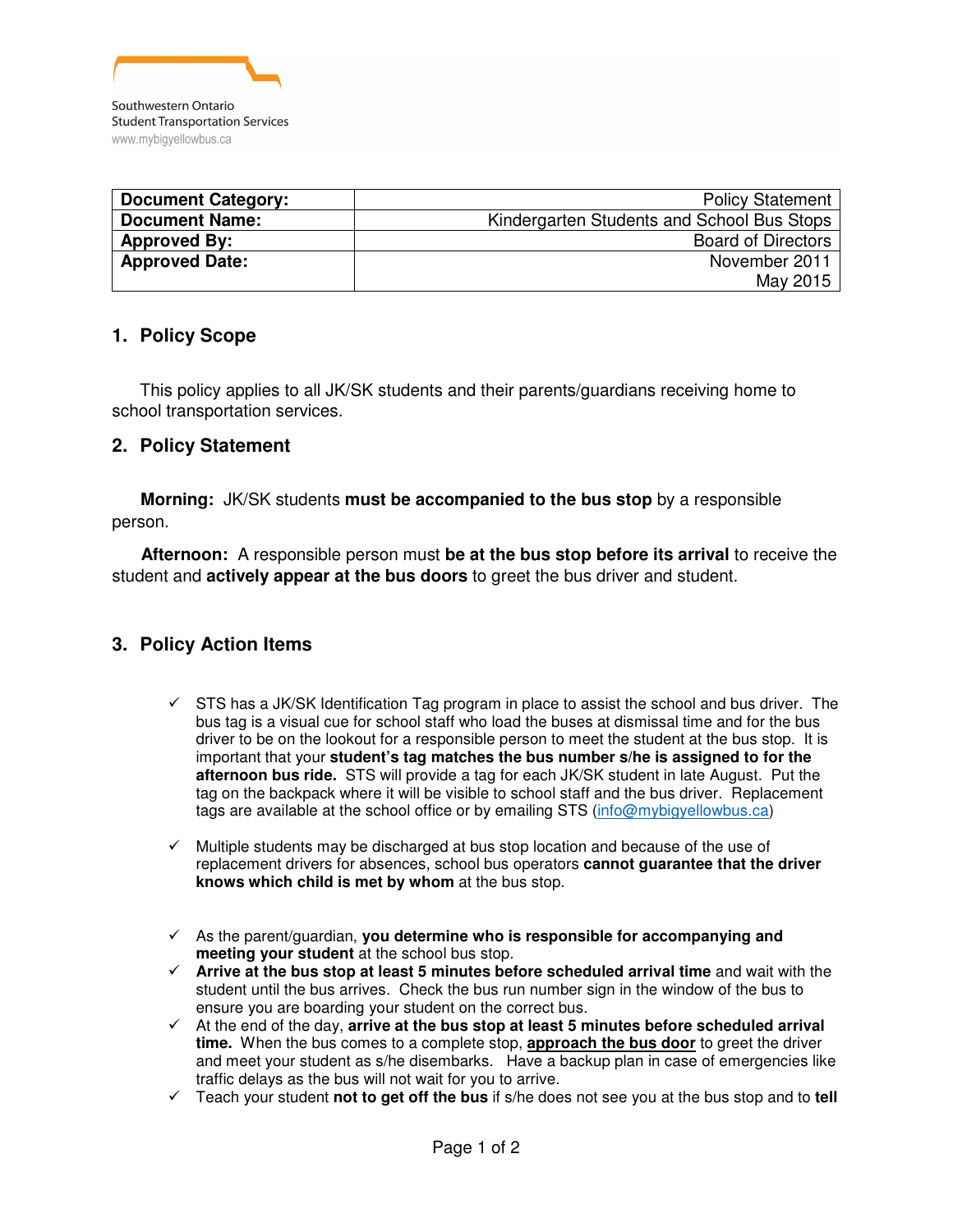Southwestern Ontario
Student Transportation Services
www.mybigyellowbus.ca

| Document Category: | Policy Statement |
| --- | --- |
| Document Name: | Kindergarten Students and School Bus Stops |
| Approved By: | Board of Directors |
| Approved Date: | November 2011<br>May 2015 |

## 1. Policy Scope

This policy applies to all JK/SK students and their parents/guardians receiving home to school transportation services.

## 2. Policy Statement

**Morning:** JK/SK students **must be accompanied to the bus stop** by a responsible person.

**Afternoon:** A responsible person must **be at the bus stop before its arrival** to receive the student and **actively appear at the bus doors** to greet the bus driver and student.

## 3. Policy Action Items

- ✓ STS has a JK/SK Identification Tag program in place to assist the school and bus driver. The bus tag is a visual cue for school staff who load the buses at dismissal time and for the bus driver to be on the lookout for a responsible person to meet the student at the bus stop. It is important that your **student's tag matches the bus number s/he is assigned to for the afternoon bus ride.** STS will provide a tag for each JK/SK student in late August. Put the tag on the backpack where it will be visible to school staff and the bus driver. Replacement tags are available at the school office or by emailing STS (info@mybigyellowbus.ca)

- ✓ Multiple students may be discharged at bus stop location and because of the use of replacement drivers for absences, school bus operators **cannot guarantee that the driver knows which child is met by whom** at the bus stop.

- ✓ As the parent/guardian, **you determine who is responsible for accompanying and meeting your student** at the school bus stop.
- ✓ **Arrive at the bus stop at least 5 minutes before scheduled arrival time** and wait with the student until the bus arrives. Check the bus run number sign in the window of the bus to ensure you are boarding your student on the correct bus.
- ✓ At the end of the day, **arrive at the bus stop at least 5 minutes before scheduled arrival time.** When the bus comes to a complete stop, **<u>approach the bus door</u>** to greet the driver and meet your student as s/he disembarks. Have a backup plan in case of emergencies like traffic delays as the bus will not wait for you to arrive.
- ✓ Teach your student **not to get off the bus** if s/he does not see you at the bus stop and to **tell**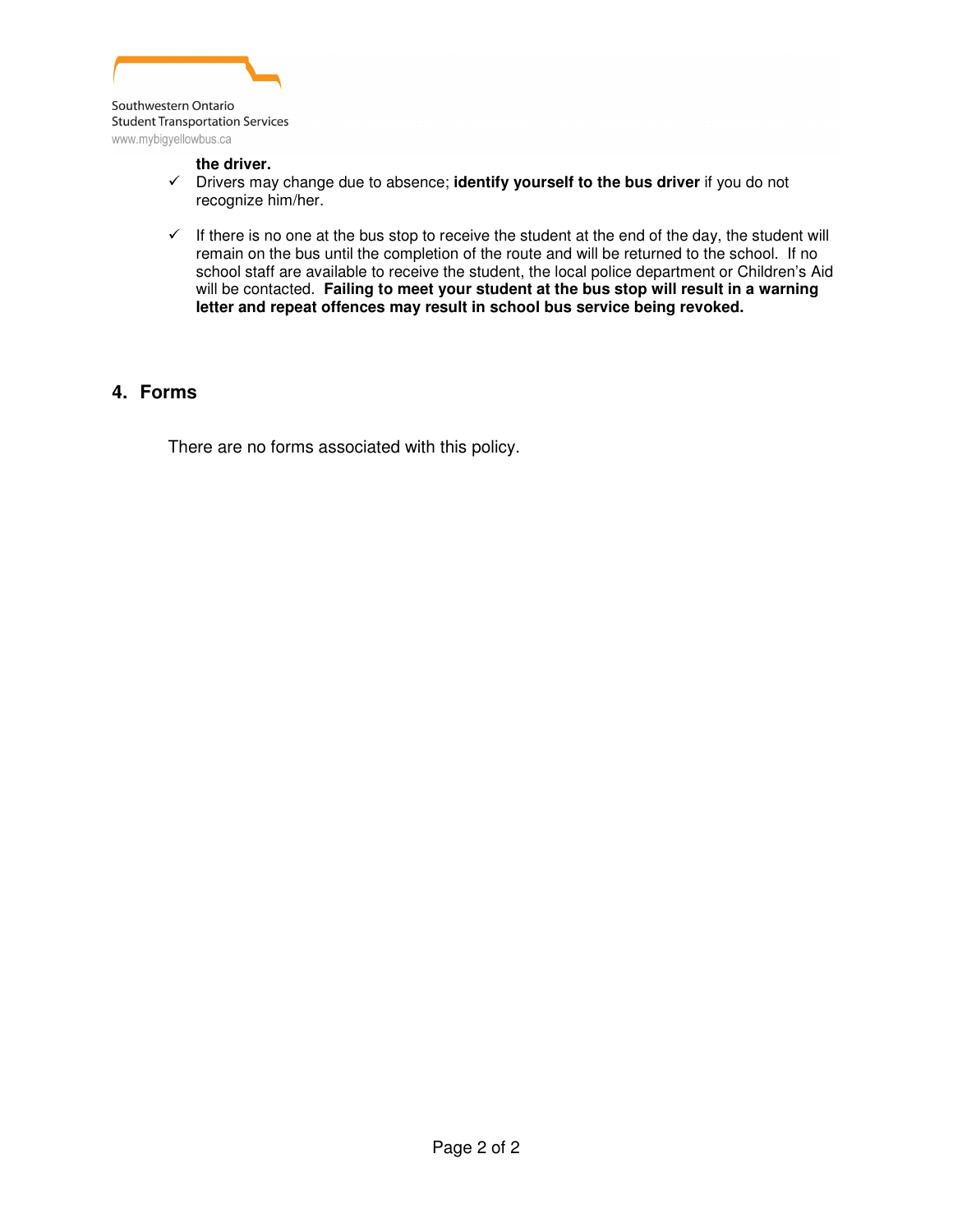**the driver.**

- ✓ Drivers may change due to absence; **identify yourself to the bus driver** if you do not recognize him/her.

- ✓ If there is no one at the bus stop to receive the student at the end of the day, the student will remain on the bus until the completion of the route and will be returned to the school. If no school staff are available to receive the student, the local police department or Children's Aid will be contacted. **Failing to meet your student at the bus stop will result in a warning letter and repeat offences may result in school bus service being revoked.**

## 4. Forms

There are no forms associated with this policy.